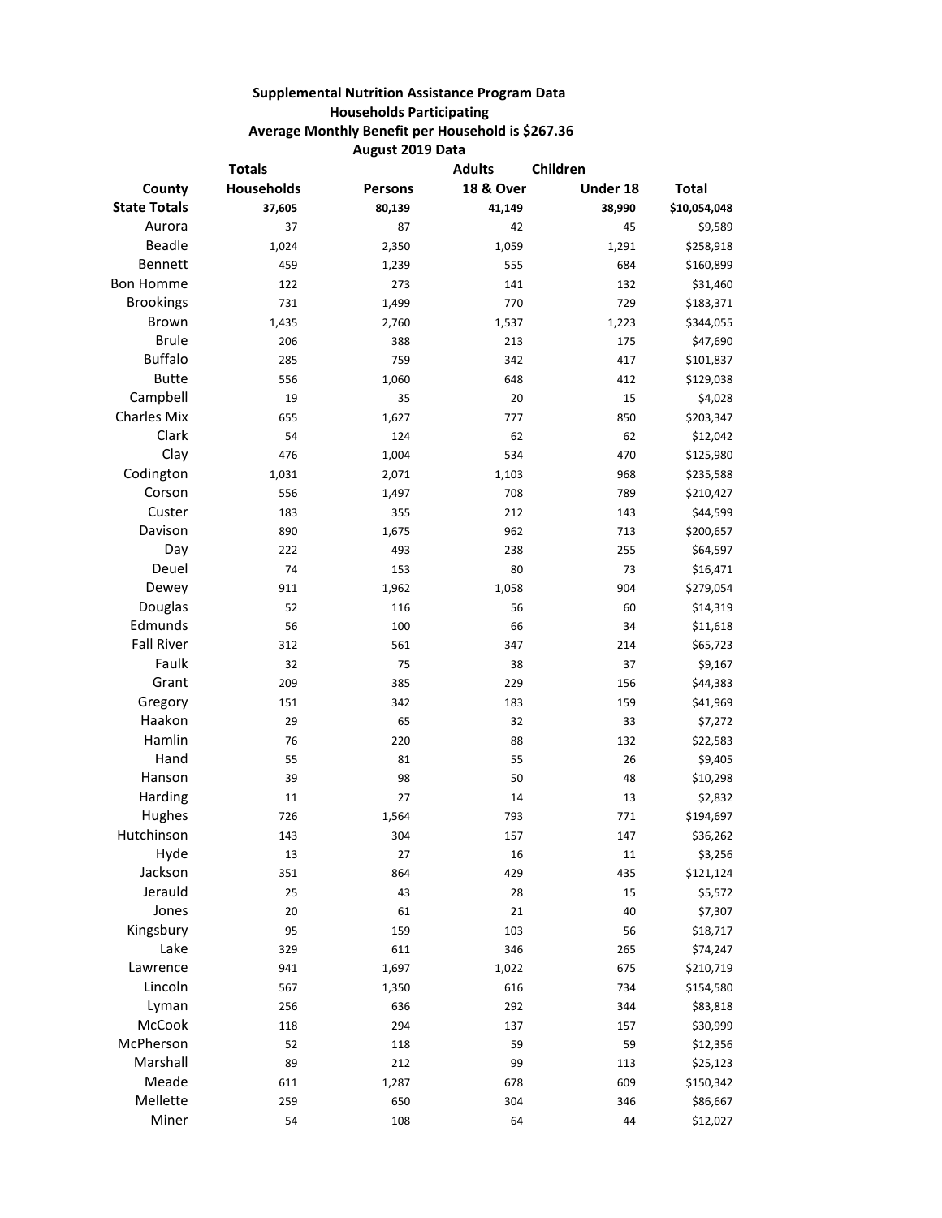**Supplemental Nutrition Assistance Program Data**

**Households Participating**

**Average Monthly Benefit per Household is $267.36**

**August 2019 Data**

| County | Totals Households | Persons | Adults 18 & Over | Children Under 18 | Total |
|---|---|---|---|---|---|
| **State Totals** | **37,605** | **80,139** | **41,149** | **38,990** | **$10,054,048** |
| Aurora | 37 | 87 | 42 | 45 | $9,589 |
| Beadle | 1,024 | 2,350 | 1,059 | 1,291 | $258,918 |
| Bennett | 459 | 1,239 | 555 | 684 | $160,899 |
| Bon Homme | 122 | 273 | 141 | 132 | $31,460 |
| Brookings | 731 | 1,499 | 770 | 729 | $183,371 |
| Brown | 1,435 | 2,760 | 1,537 | 1,223 | $344,055 |
| Brule | 206 | 388 | 213 | 175 | $47,690 |
| Buffalo | 285 | 759 | 342 | 417 | $101,837 |
| Butte | 556 | 1,060 | 648 | 412 | $129,038 |
| Campbell | 19 | 35 | 20 | 15 | $4,028 |
| Charles Mix | 655 | 1,627 | 777 | 850 | $203,347 |
| Clark | 54 | 124 | 62 | 62 | $12,042 |
| Clay | 476 | 1,004 | 534 | 470 | $125,980 |
| Codington | 1,031 | 2,071 | 1,103 | 968 | $235,588 |
| Corson | 556 | 1,497 | 708 | 789 | $210,427 |
| Custer | 183 | 355 | 212 | 143 | $44,599 |
| Davison | 890 | 1,675 | 962 | 713 | $200,657 |
| Day | 222 | 493 | 238 | 255 | $64,597 |
| Deuel | 74 | 153 | 80 | 73 | $16,471 |
| Dewey | 911 | 1,962 | 1,058 | 904 | $279,054 |
| Douglas | 52 | 116 | 56 | 60 | $14,319 |
| Edmunds | 56 | 100 | 66 | 34 | $11,618 |
| Fall River | 312 | 561 | 347 | 214 | $65,723 |
| Faulk | 32 | 75 | 38 | 37 | $9,167 |
| Grant | 209 | 385 | 229 | 156 | $44,383 |
| Gregory | 151 | 342 | 183 | 159 | $41,969 |
| Haakon | 29 | 65 | 32 | 33 | $7,272 |
| Hamlin | 76 | 220 | 88 | 132 | $22,583 |
| Hand | 55 | 81 | 55 | 26 | $9,405 |
| Hanson | 39 | 98 | 50 | 48 | $10,298 |
| Harding | 11 | 27 | 14 | 13 | $2,832 |
| Hughes | 726 | 1,564 | 793 | 771 | $194,697 |
| Hutchinson | 143 | 304 | 157 | 147 | $36,262 |
| Hyde | 13 | 27 | 16 | 11 | $3,256 |
| Jackson | 351 | 864 | 429 | 435 | $121,124 |
| Jerauld | 25 | 43 | 28 | 15 | $5,572 |
| Jones | 20 | 61 | 21 | 40 | $7,307 |
| Kingsbury | 95 | 159 | 103 | 56 | $18,717 |
| Lake | 329 | 611 | 346 | 265 | $74,247 |
| Lawrence | 941 | 1,697 | 1,022 | 675 | $210,719 |
| Lincoln | 567 | 1,350 | 616 | 734 | $154,580 |
| Lyman | 256 | 636 | 292 | 344 | $83,818 |
| McCook | 118 | 294 | 137 | 157 | $30,999 |
| McPherson | 52 | 118 | 59 | 59 | $12,356 |
| Marshall | 89 | 212 | 99 | 113 | $25,123 |
| Meade | 611 | 1,287 | 678 | 609 | $150,342 |
| Mellette | 259 | 650 | 304 | 346 | $86,667 |
| Miner | 54 | 108 | 64 | 44 | $12,027 |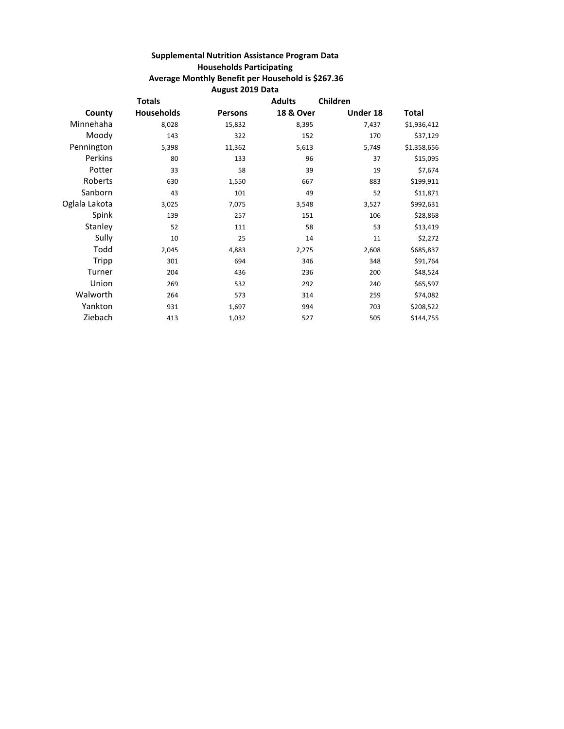**Supplemental Nutrition Assistance Program Data**
**Households Participating**
**Average Monthly Benefit per Household is $267.36**
**August 2019 Data**

| | Totals | | Adults | Children | |
|---|---|---|---|---|---|
| **County** | **Households** | **Persons** | **18 & Over** | **Under 18** | **Total** |
| Minnehaha | 8,028 | 15,832 | 8,395 | 7,437 | $1,936,412 |
| Moody | 143 | 322 | 152 | 170 | $37,129 |
| Pennington | 5,398 | 11,362 | 5,613 | 5,749 | $1,358,656 |
| Perkins | 80 | 133 | 96 | 37 | $15,095 |
| Potter | 33 | 58 | 39 | 19 | $7,674 |
| Roberts | 630 | 1,550 | 667 | 883 | $199,911 |
| Sanborn | 43 | 101 | 49 | 52 | $11,871 |
| Oglala Lakota | 3,025 | 7,075 | 3,548 | 3,527 | $992,631 |
| Spink | 139 | 257 | 151 | 106 | $28,868 |
| Stanley | 52 | 111 | 58 | 53 | $13,419 |
| Sully | 10 | 25 | 14 | 11 | $2,272 |
| Todd | 2,045 | 4,883 | 2,275 | 2,608 | $685,837 |
| Tripp | 301 | 694 | 346 | 348 | $91,764 |
| Turner | 204 | 436 | 236 | 200 | $48,524 |
| Union | 269 | 532 | 292 | 240 | $65,597 |
| Walworth | 264 | 573 | 314 | 259 | $74,082 |
| Yankton | 931 | 1,697 | 994 | 703 | $208,522 |
| Ziebach | 413 | 1,032 | 527 | 505 | $144,755 |